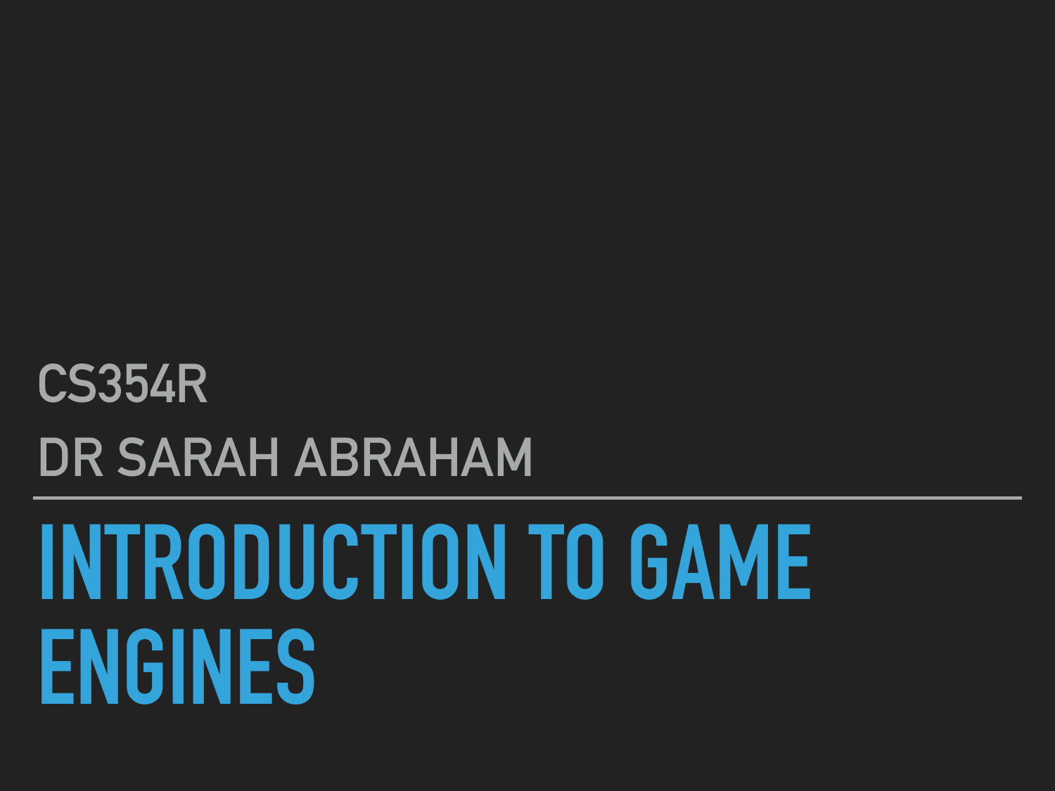CS354R

DR SARAH ABRAHAM

# INTRODUCTION TO GAME ENGINES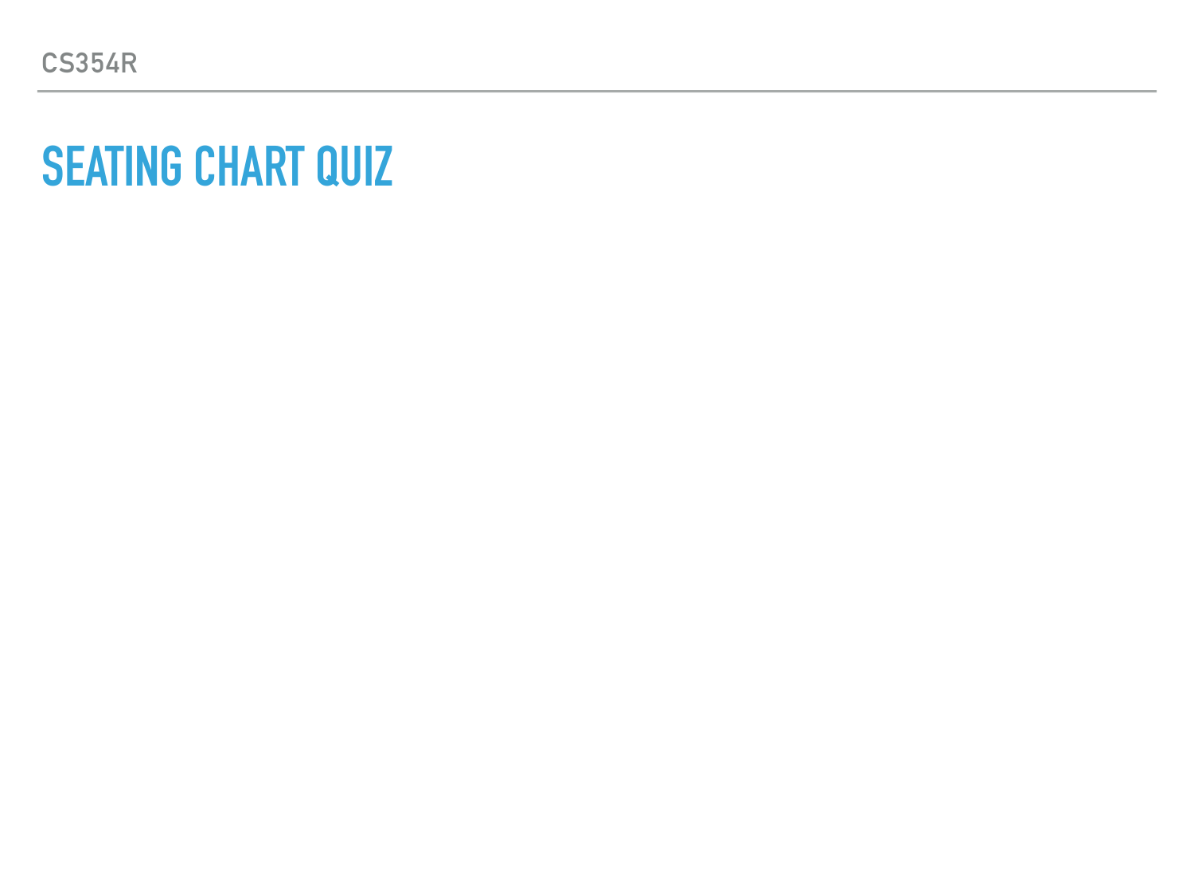# SEATING CHART QUIZ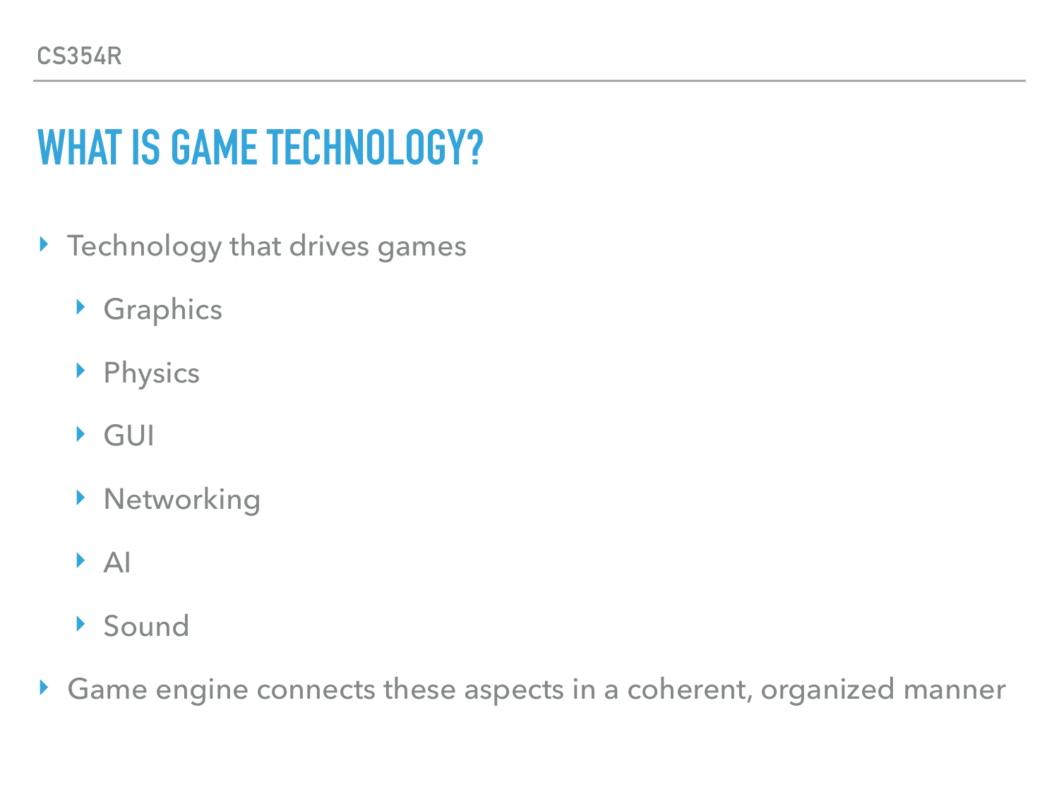# WHAT IS GAME TECHNOLOGY?

- Technology that drives games
  - Graphics
  - Physics
  - GUI
  - Networking
  - AI
  - Sound
- Game engine connects these aspects in a coherent, organized manner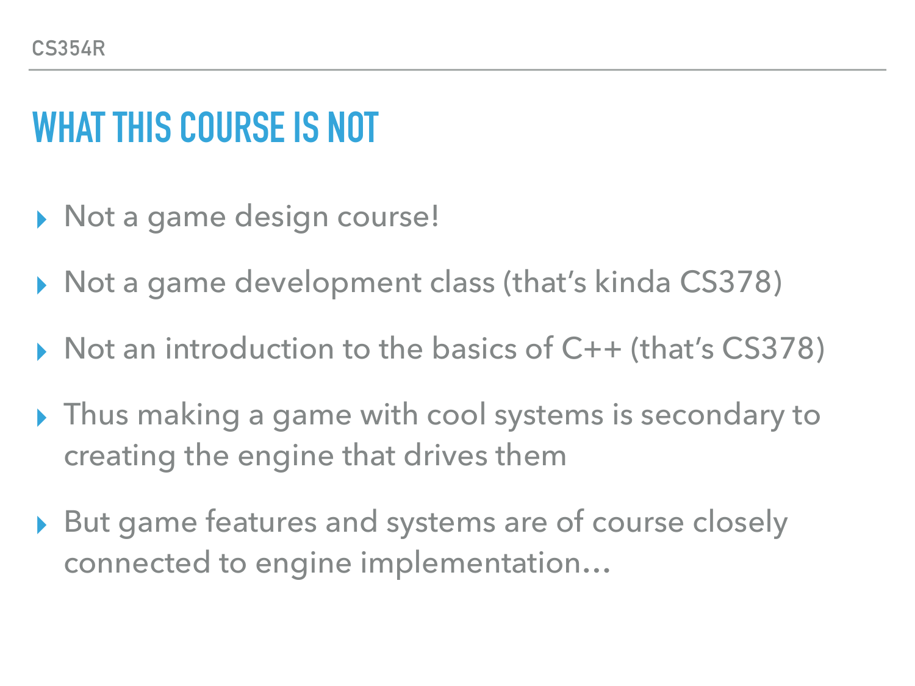# WHAT THIS COURSE IS NOT

- Not a game design course!
- Not a game development class (that's kinda CS378)
- Not an introduction to the basics of C++ (that's CS378)
- Thus making a game with cool systems is secondary to creating the engine that drives them
- But game features and systems are of course closely connected to engine implementation…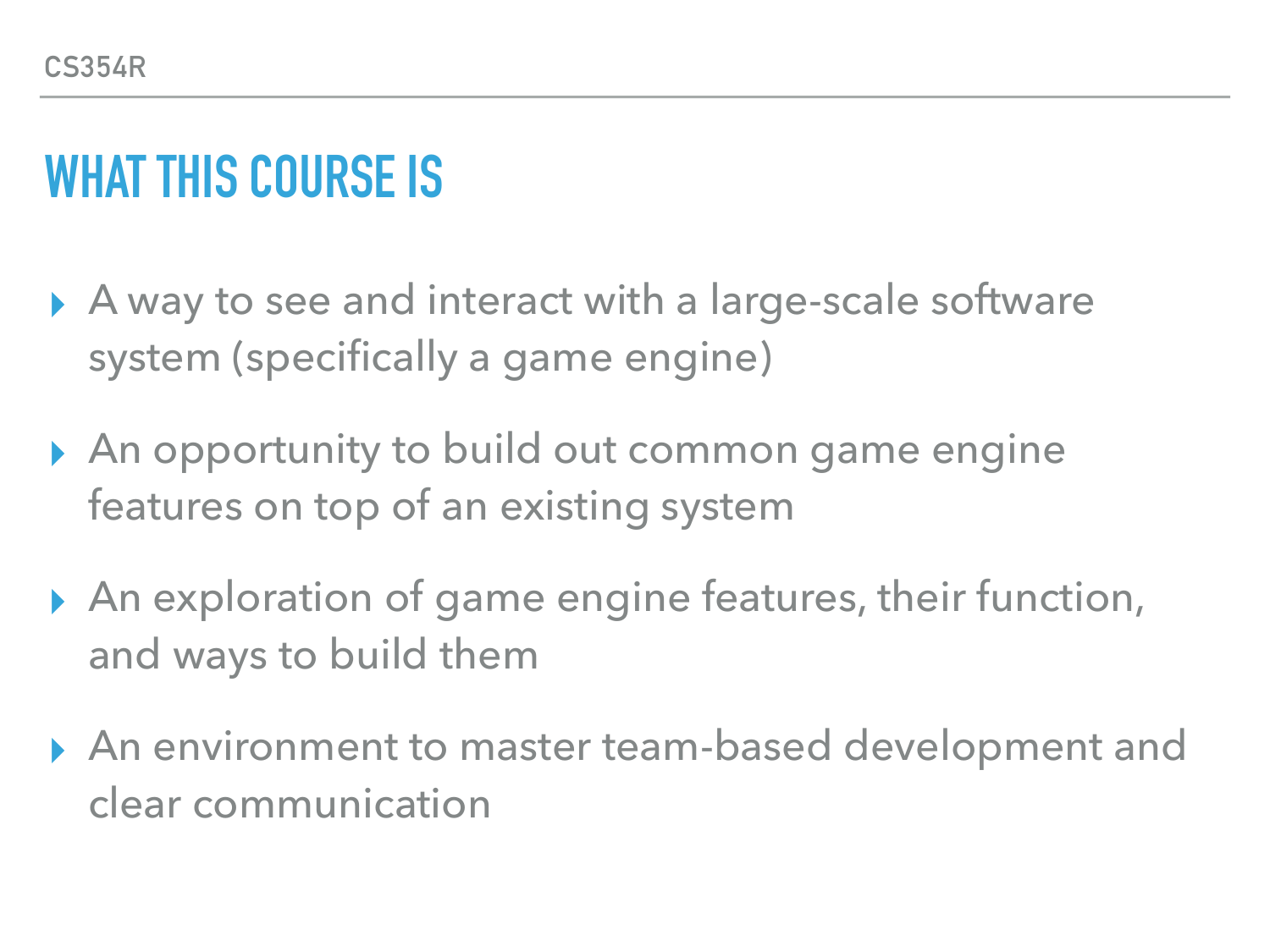# WHAT THIS COURSE IS

- A way to see and interact with a large-scale software system (specifically a game engine)
- An opportunity to build out common game engine features on top of an existing system
- An exploration of game engine features, their function, and ways to build them
- An environment to master team-based development and clear communication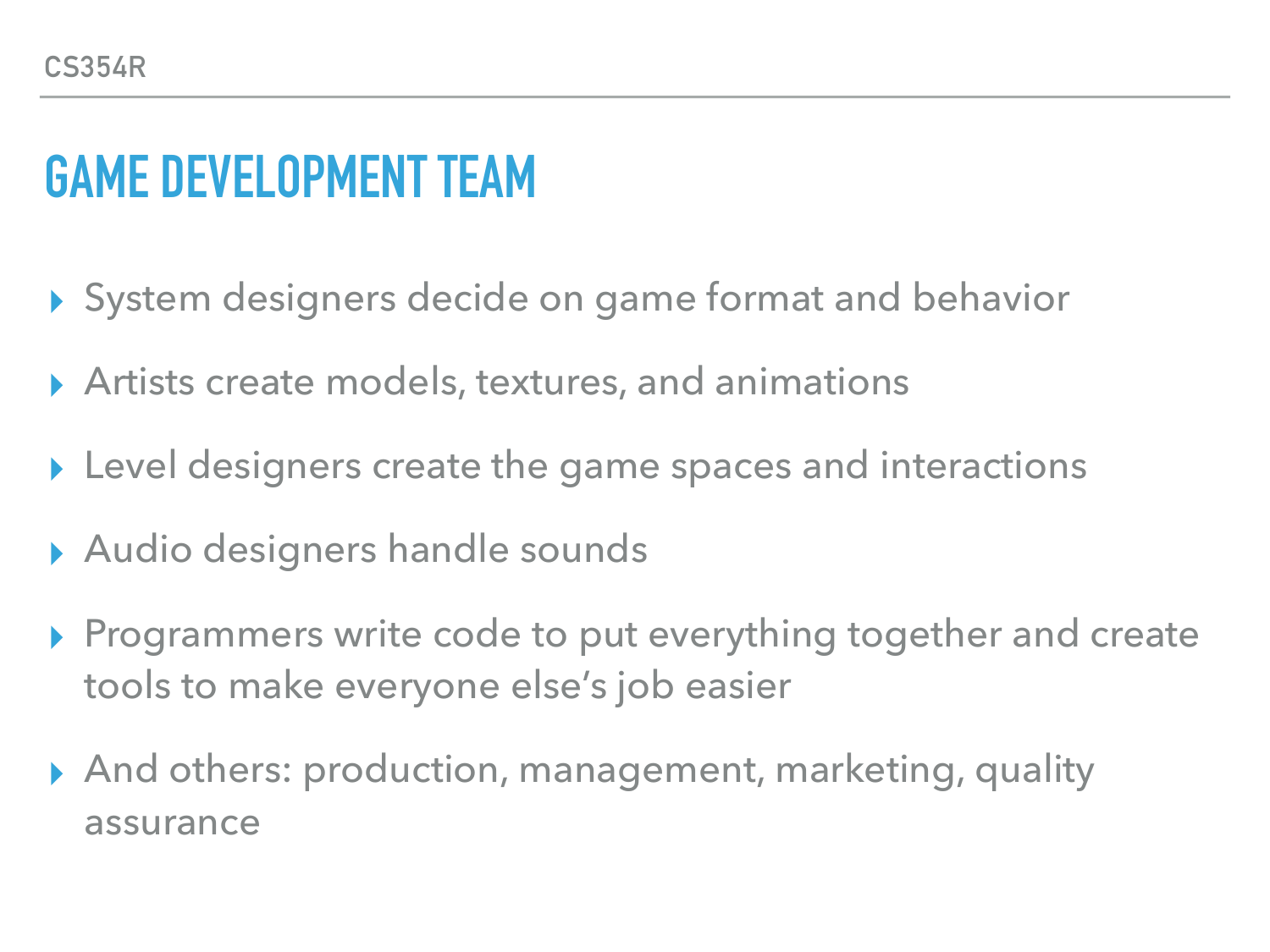# GAME DEVELOPMENT TEAM

- System designers decide on game format and behavior
- Artists create models, textures, and animations
- Level designers create the game spaces and interactions
- Audio designers handle sounds
- Programmers write code to put everything together and create tools to make everyone else's job easier
- And others: production, management, marketing, quality assurance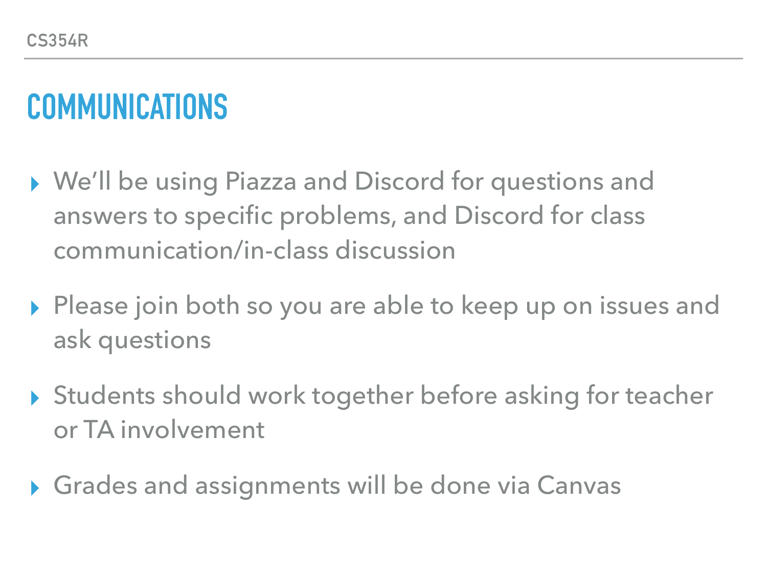# COMMUNICATIONS

- We'll be using Piazza and Discord for questions and answers to specific problems, and Discord for class communication/in-class discussion
- Please join both so you are able to keep up on issues and ask questions
- Students should work together before asking for teacher or TA involvement
- Grades and assignments will be done via Canvas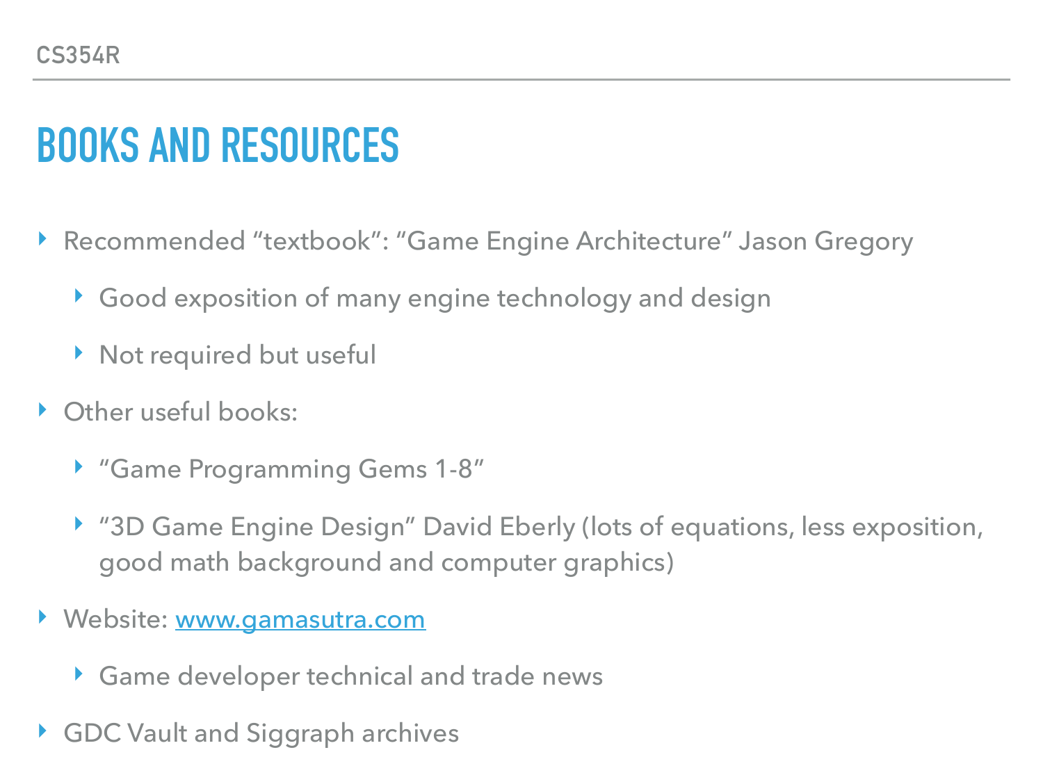# BOOKS AND RESOURCES

- Recommended “textbook”: “Game Engine Architecture” Jason Gregory
  - Good exposition of many engine technology and design
  - Not required but useful
- Other useful books:
  - “Game Programming Gems 1-8”
  - “3D Game Engine Design” David Eberly (lots of equations, less exposition, good math background and computer graphics)
- Website: [www.gamasutra.com](http://www.gamasutra.com)
  - Game developer technical and trade news
- GDC Vault and Siggraph archives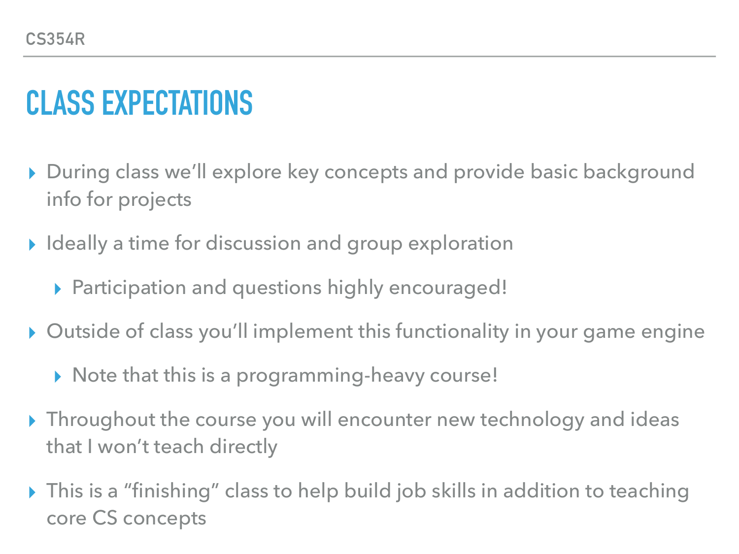# CLASS EXPECTATIONS

- During class we'll explore key concepts and provide basic background info for projects
- Ideally a time for discussion and group exploration
  - Participation and questions highly encouraged!
- Outside of class you'll implement this functionality in your game engine
  - Note that this is a programming-heavy course!
- Throughout the course you will encounter new technology and ideas that I won't teach directly
- This is a "finishing" class to help build job skills in addition to teaching core CS concepts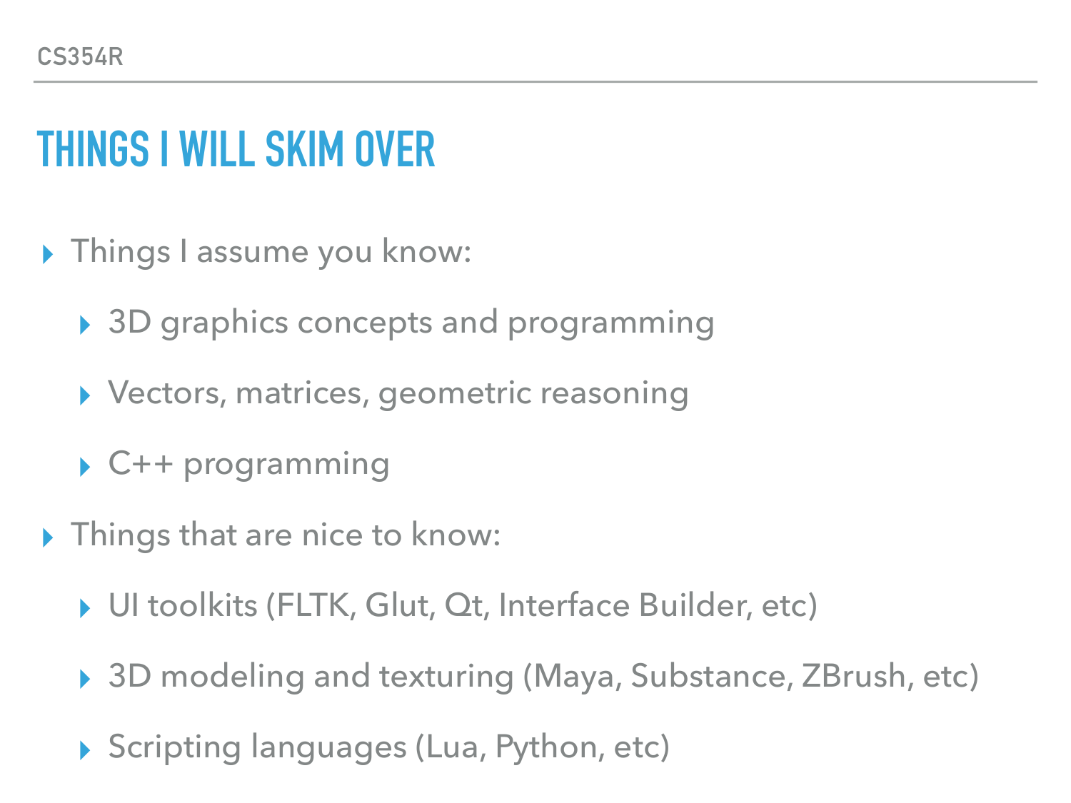# THINGS I WILL SKIM OVER

- Things I assume you know:
  - 3D graphics concepts and programming
  - Vectors, matrices, geometric reasoning
  - C++ programming
- Things that are nice to know:
  - UI toolkits (FLTK, Glut, Qt, Interface Builder, etc)
  - 3D modeling and texturing (Maya, Substance, ZBrush, etc)
  - Scripting languages (Lua, Python, etc)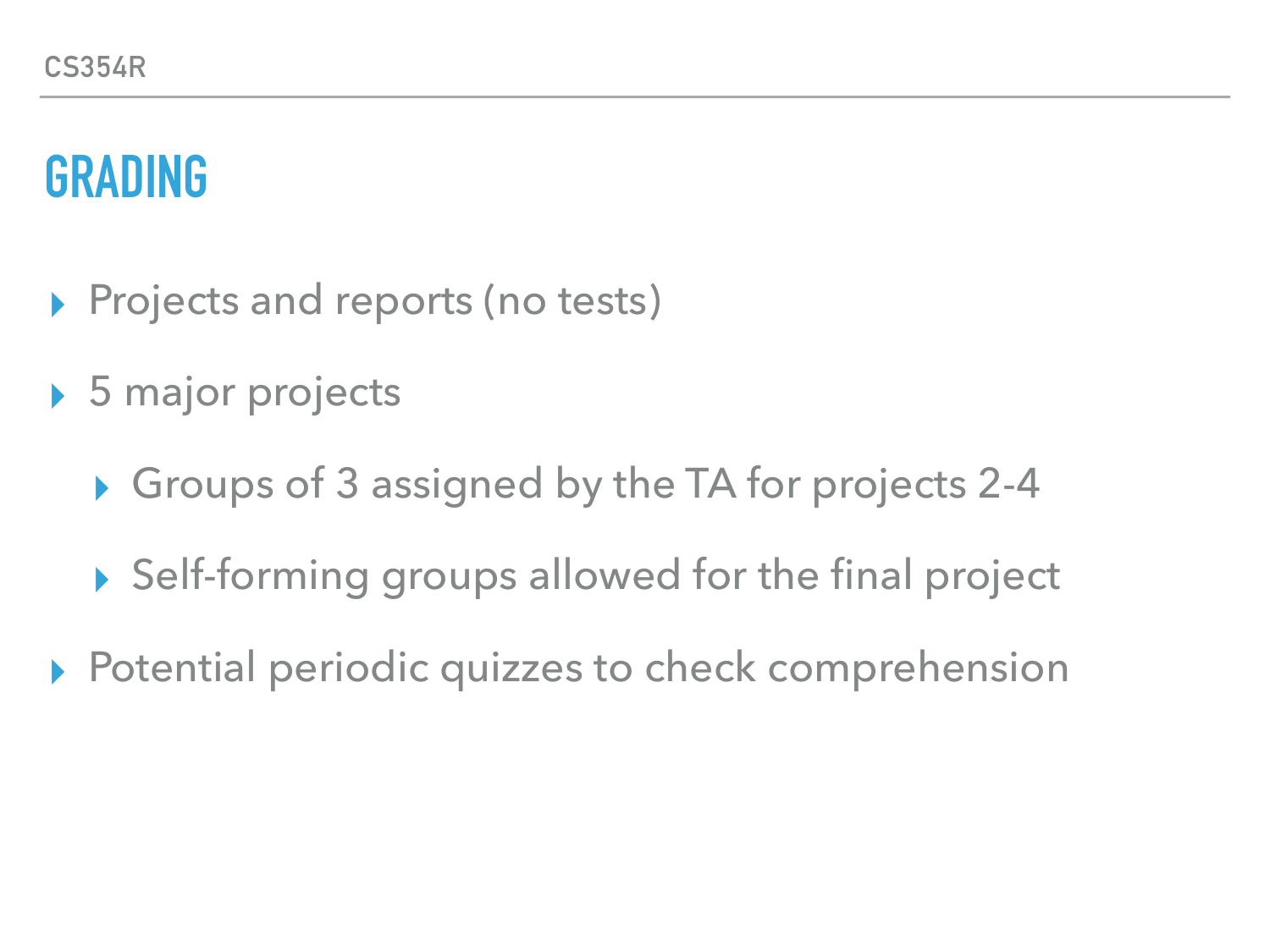# GRADING

- Projects and reports (no tests)
- 5 major projects
  - Groups of 3 assigned by the TA for projects 2-4
  - Self-forming groups allowed for the final project
- Potential periodic quizzes to check comprehension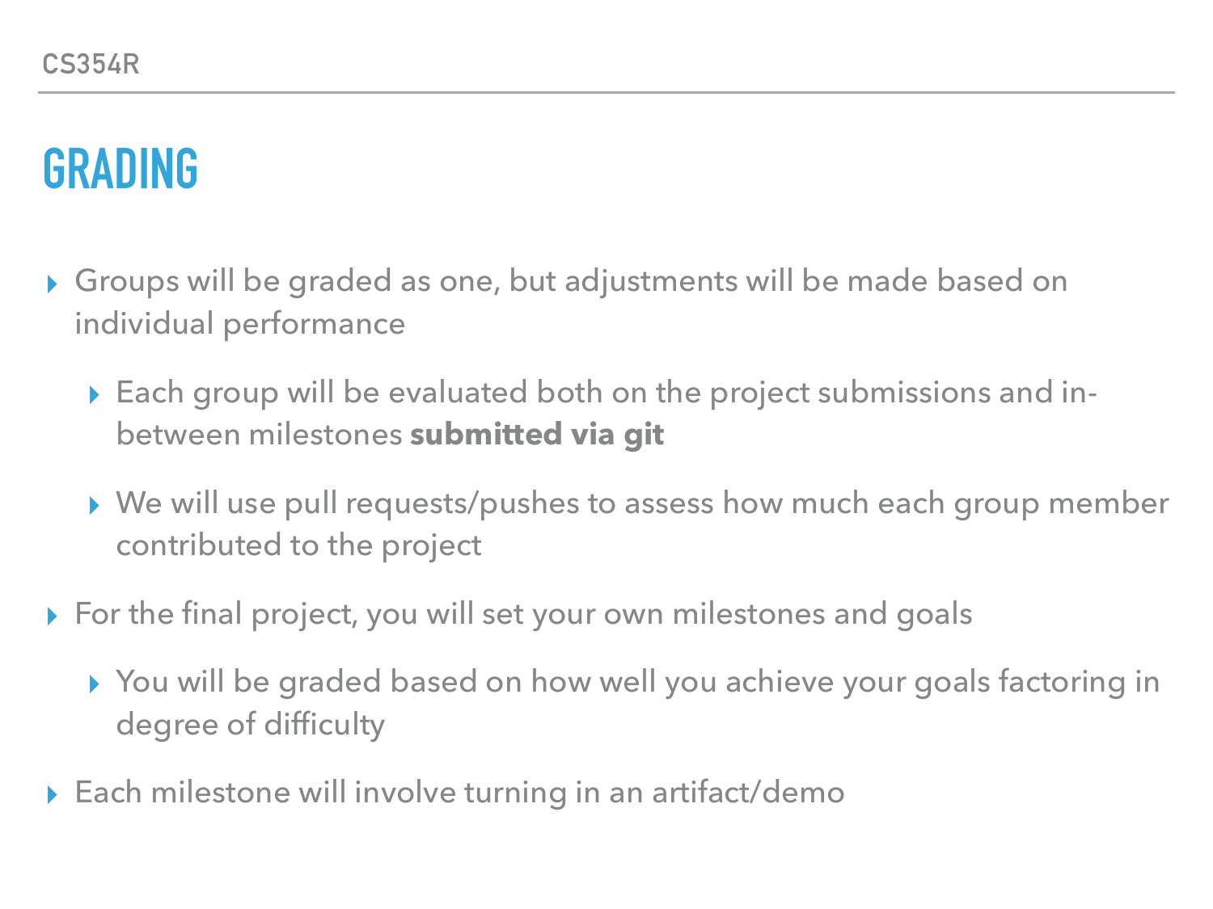# GRADING

- Groups will be graded as one, but adjustments will be made based on individual performance
  - Each group will be evaluated both on the project submissions and in-between milestones **submitted via git**
  - We will use pull requests/pushes to assess how much each group member contributed to the project
- For the final project, you will set your own milestones and goals
  - You will be graded based on how well you achieve your goals factoring in degree of difficulty
- Each milestone will involve turning in an artifact/demo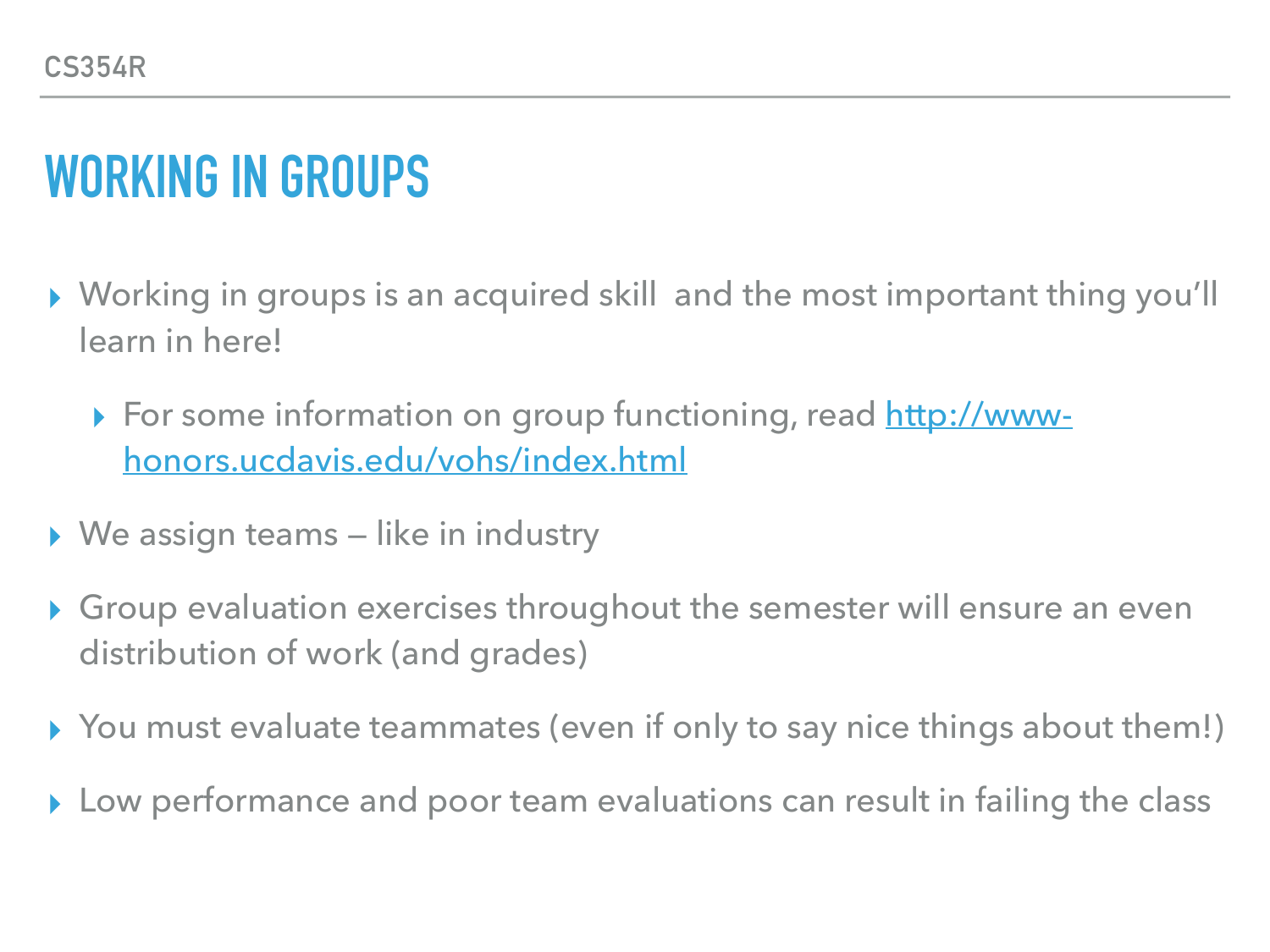# WORKING IN GROUPS

- Working in groups is an acquired skill  and the most important thing you'll learn in here!
  - For some information on group functioning, read [http://www-honors.ucdavis.edu/vohs/index.html](http://www-honors.ucdavis.edu/vohs/index.html)
- We assign teams — like in industry
- Group evaluation exercises throughout the semester will ensure an even distribution of work (and grades)
- You must evaluate teammates (even if only to say nice things about them!)
- Low performance and poor team evaluations can result in failing the class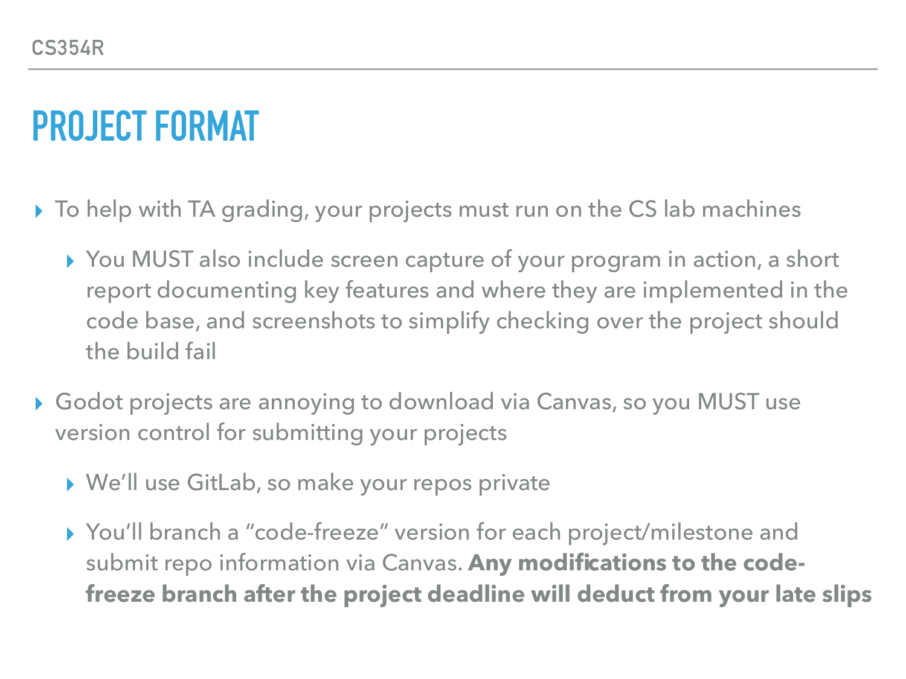# PROJECT FORMAT

- To help with TA grading, your projects must run on the CS lab machines
  - You MUST also include screen capture of your program in action, a short report documenting key features and where they are implemented in the code base, and screenshots to simplify checking over the project should the build fail
- Godot projects are annoying to download via Canvas, so you MUST use version control for submitting your projects
  - We'll use GitLab, so make your repos private
  - You'll branch a "code-freeze" version for each project/milestone and submit repo information via Canvas. **Any modifications to the code-freeze branch after the project deadline will deduct from your late slips**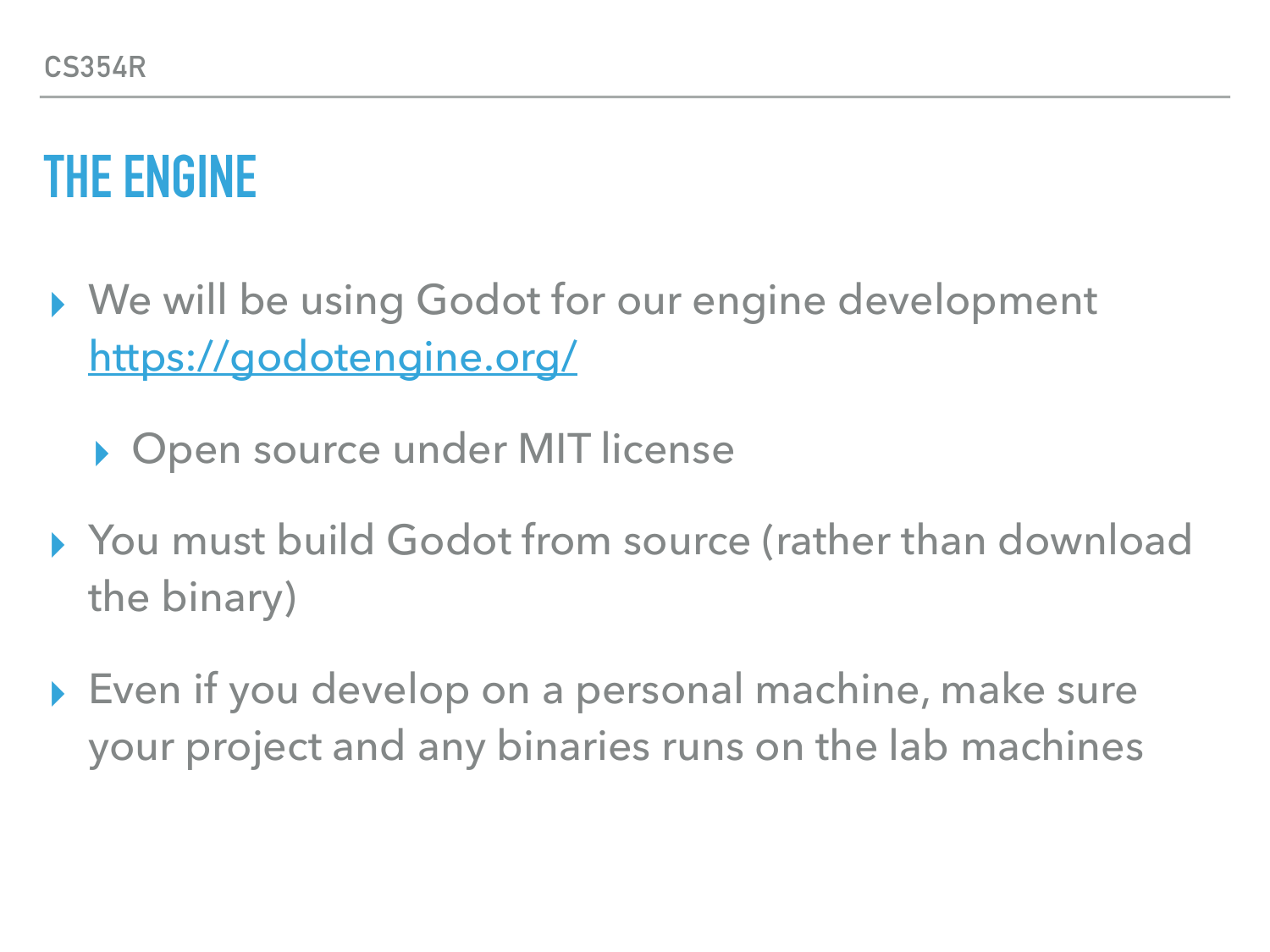# THE ENGINE

- We will be using Godot for our engine development https://godotengine.org/
  - Open source under MIT license
- You must build Godot from source (rather than download the binary)
- Even if you develop on a personal machine, make sure your project and any binaries runs on the lab machines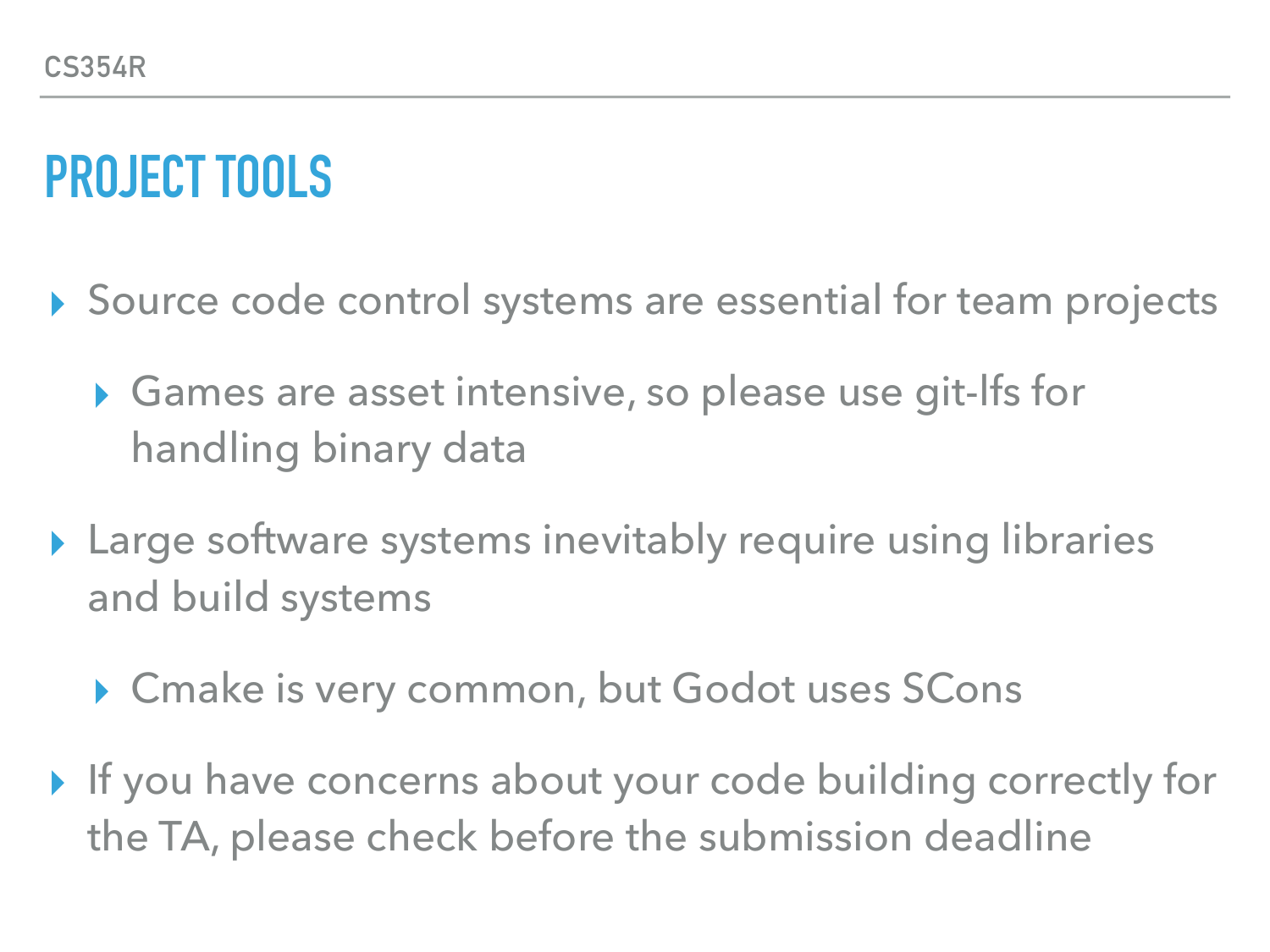# PROJECT TOOLS

- Source code control systems are essential for team projects
  - Games are asset intensive, so please use git-lfs for handling binary data
- Large software systems inevitably require using libraries and build systems
  - Cmake is very common, but Godot uses SCons
- If you have concerns about your code building correctly for the TA, please check before the submission deadline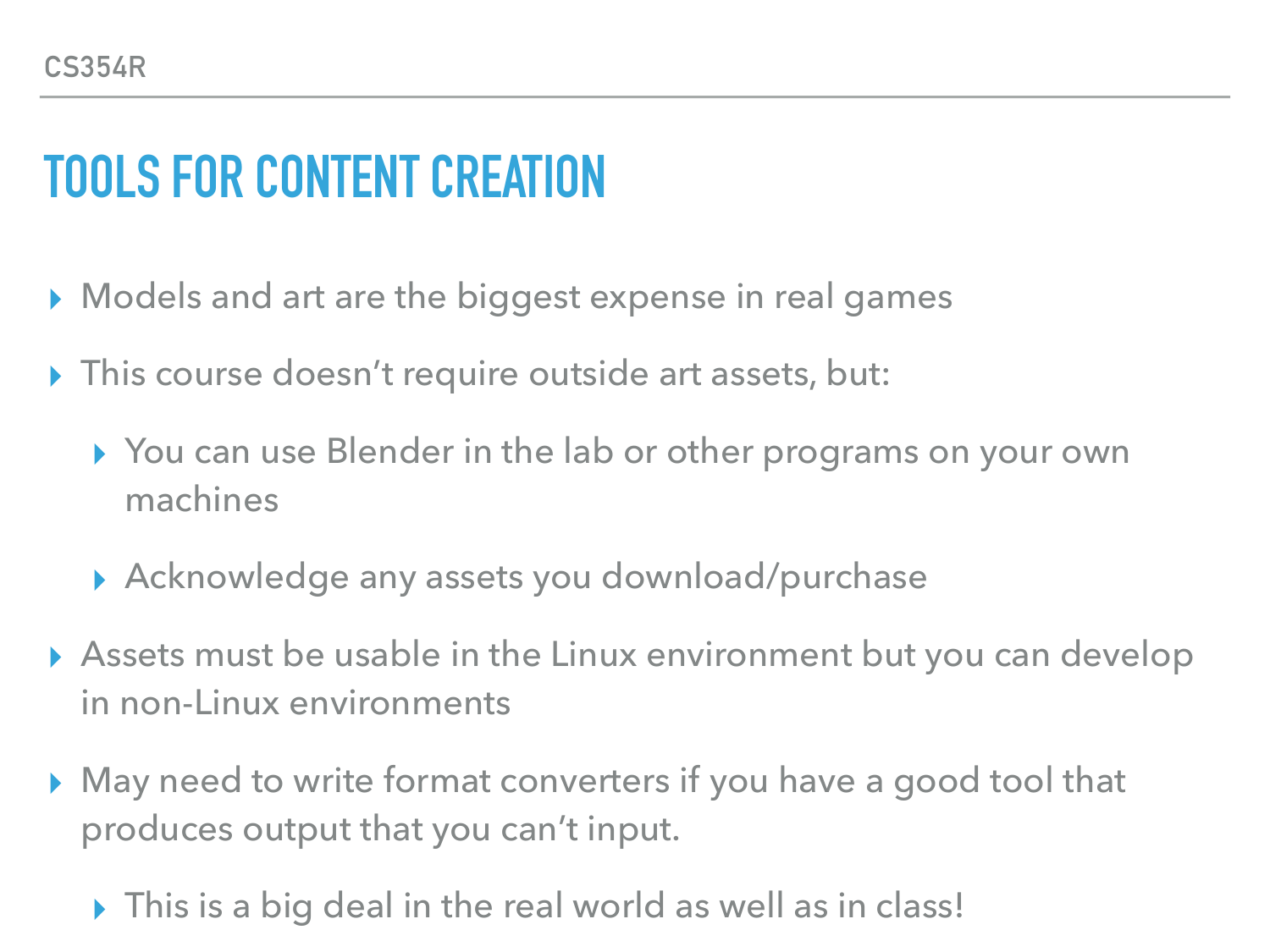# TOOLS FOR CONTENT CREATION

- Models and art are the biggest expense in real games
- This course doesn't require outside art assets, but:
  - You can use Blender in the lab or other programs on your own machines
  - Acknowledge any assets you download/purchase
- Assets must be usable in the Linux environment but you can develop in non-Linux environments
- May need to write format converters if you have a good tool that produces output that you can't input.
  - This is a big deal in the real world as well as in class!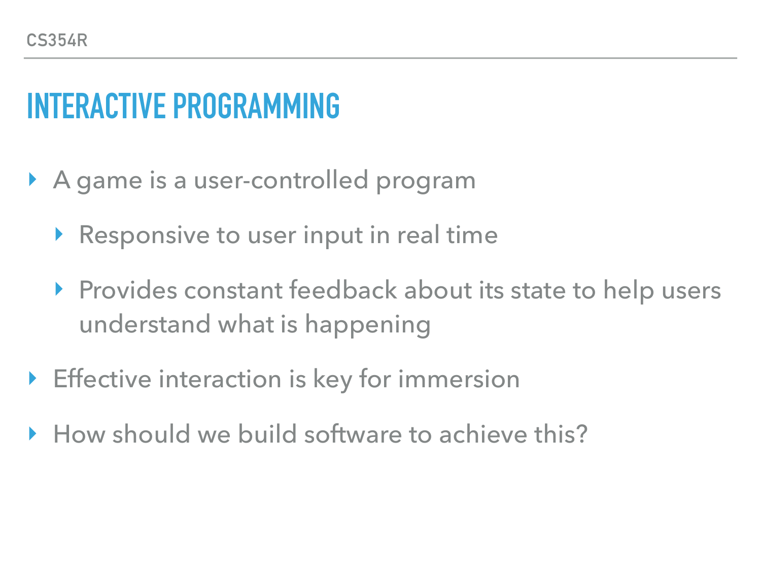# INTERACTIVE PROGRAMMING

- A game is a user-controlled program
  - Responsive to user input in real time
  - Provides constant feedback about its state to help users understand what is happening
- Effective interaction is key for immersion
- How should we build software to achieve this?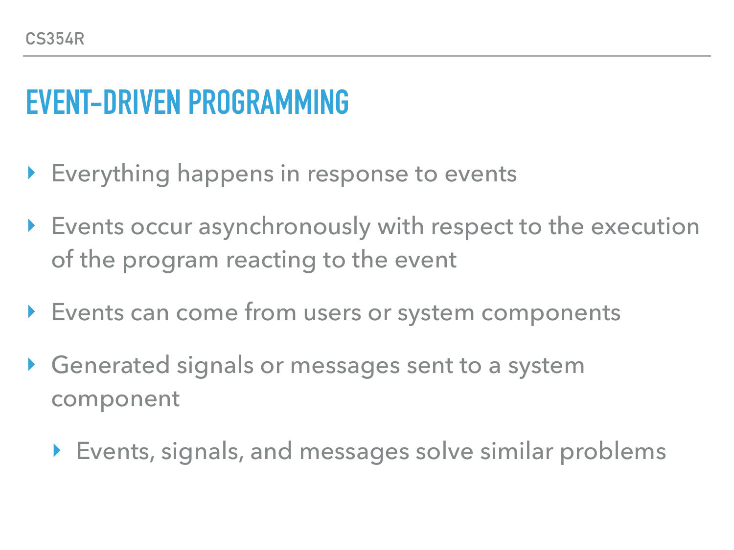# EVENT-DRIVEN PROGRAMMING

- Everything happens in response to events
- Events occur asynchronously with respect to the execution of the program reacting to the event
- Events can come from users or system components
- Generated signals or messages sent to a system component
  - Events, signals, and messages solve similar problems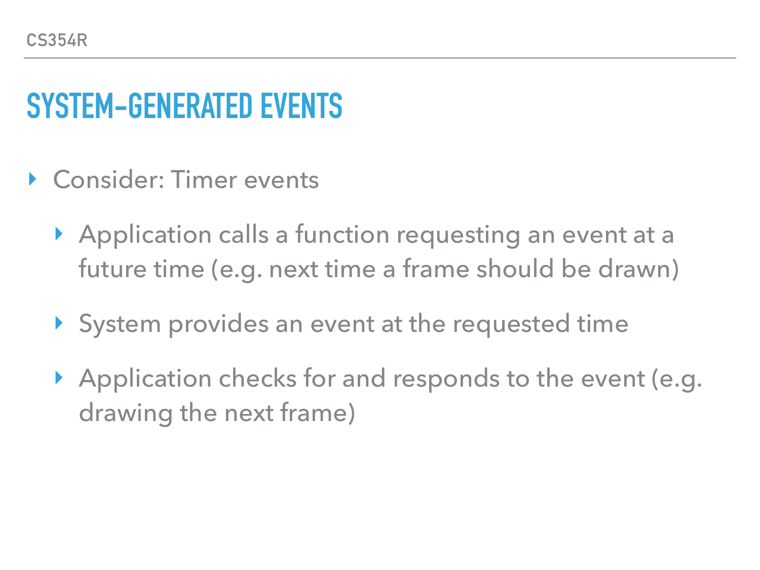# SYSTEM-GENERATED EVENTS

- Consider: Timer events
  - Application calls a function requesting an event at a future time (e.g. next time a frame should be drawn)
  - System provides an event at the requested time
  - Application checks for and responds to the event (e.g. drawing the next frame)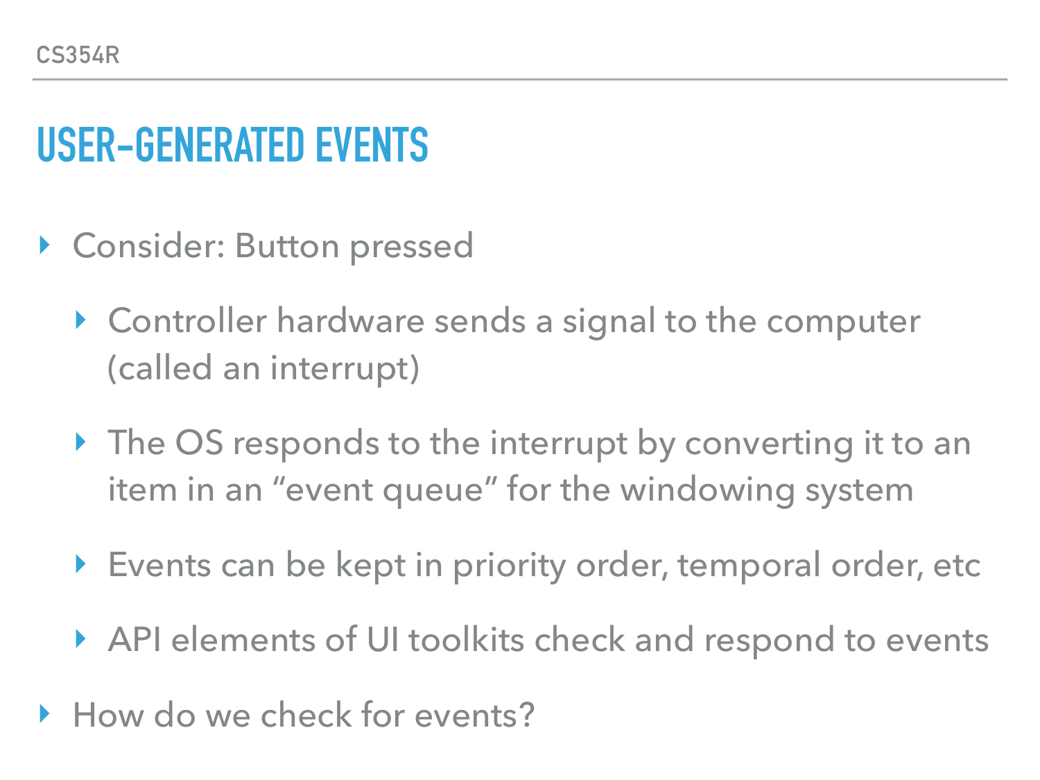# USER-GENERATED EVENTS

- Consider: Button pressed
  - Controller hardware sends a signal to the computer (called an interrupt)
  - The OS responds to the interrupt by converting it to an item in an "event queue" for the windowing system
  - Events can be kept in priority order, temporal order, etc
  - API elements of UI toolkits check and respond to events
- How do we check for events?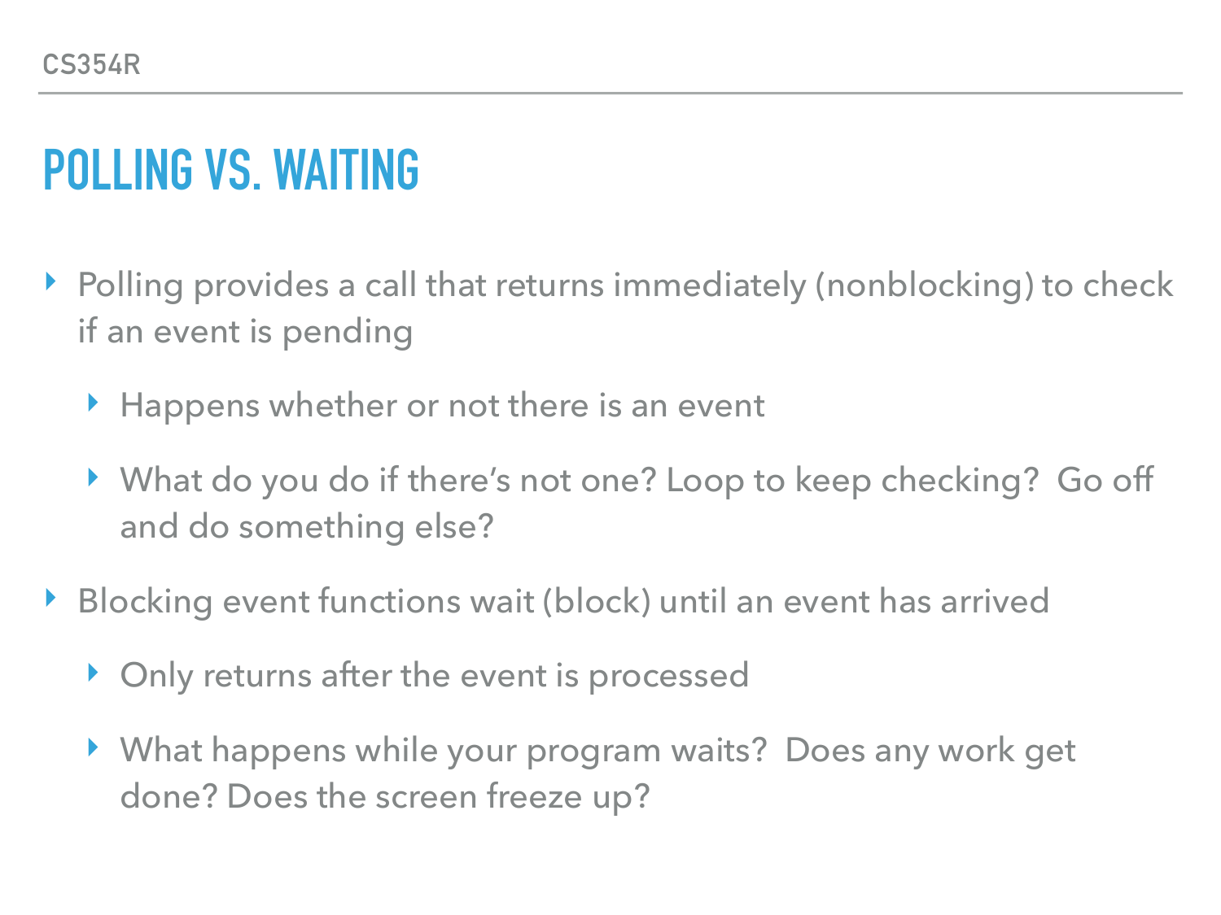# POLLING VS. WAITING

- Polling provides a call that returns immediately (nonblocking) to check if an event is pending
  - Happens whether or not there is an event
  - What do you do if there's not one? Loop to keep checking? Go off and do something else?
- Blocking event functions wait (block) until an event has arrived
  - Only returns after the event is processed
  - What happens while your program waits? Does any work get done? Does the screen freeze up?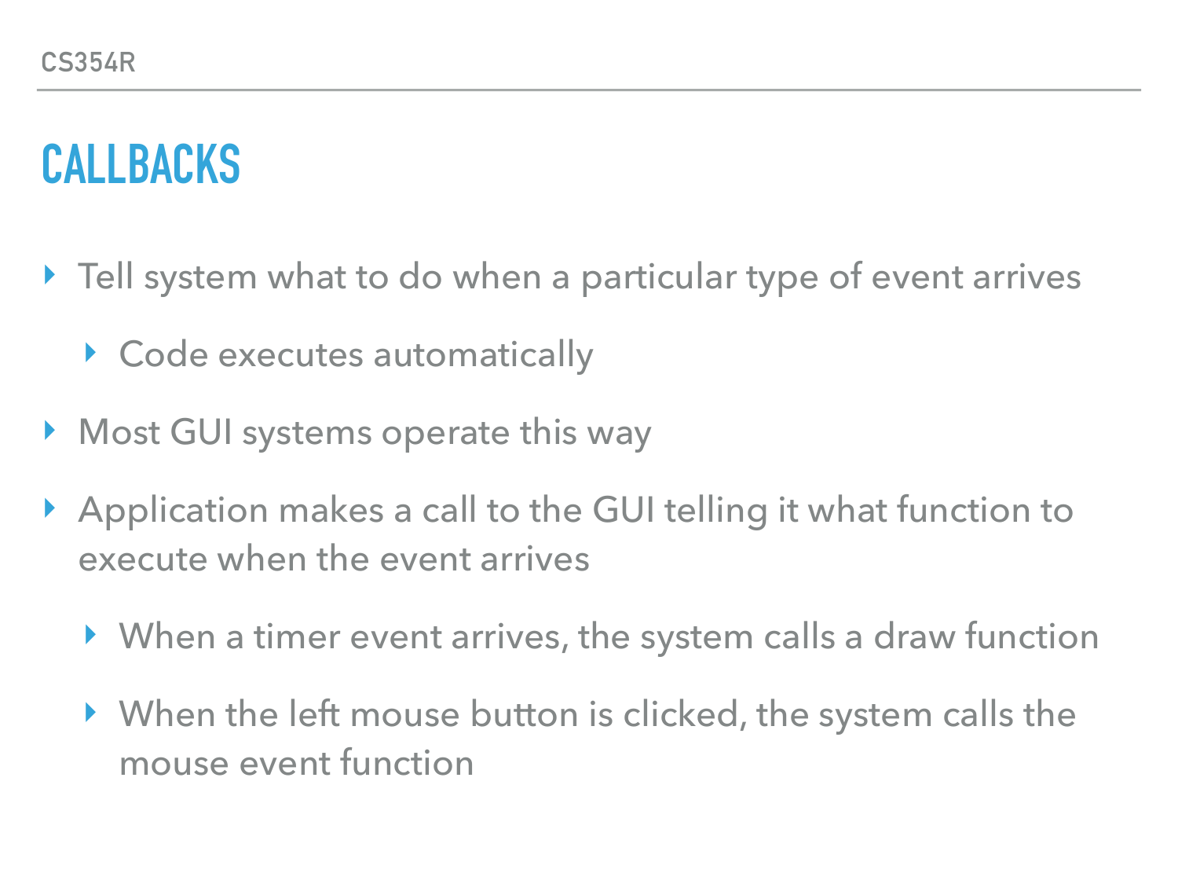# CALLBACKS

- Tell system what to do when a particular type of event arrives
  - Code executes automatically
- Most GUI systems operate this way
- Application makes a call to the GUI telling it what function to execute when the event arrives
  - When a timer event arrives, the system calls a draw function
  - When the left mouse button is clicked, the system calls the mouse event function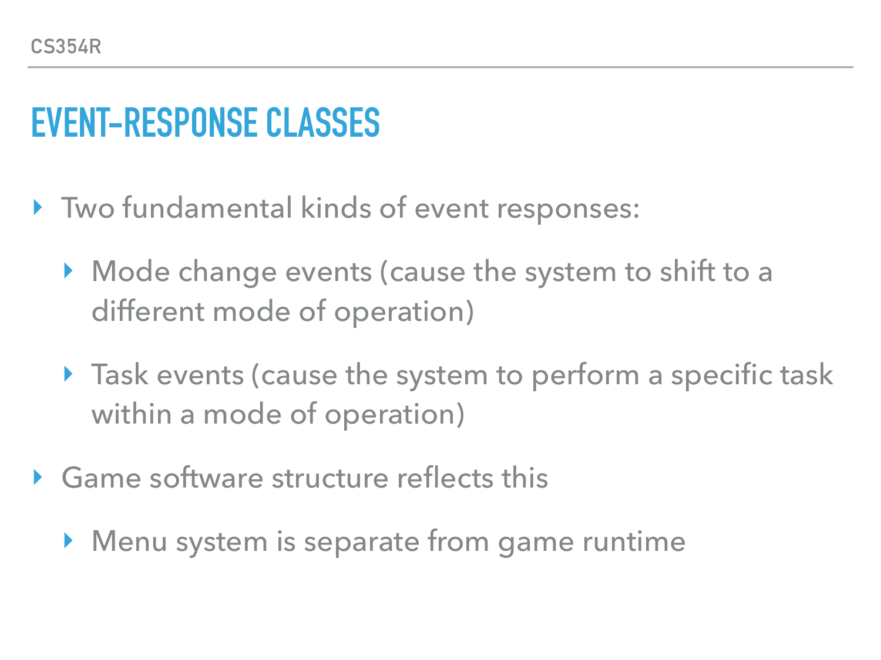# EVENT-RESPONSE CLASSES

- Two fundamental kinds of event responses:
  - Mode change events (cause the system to shift to a different mode of operation)
  - Task events (cause the system to perform a specific task within a mode of operation)
- Game software structure reflects this
  - Menu system is separate from game runtime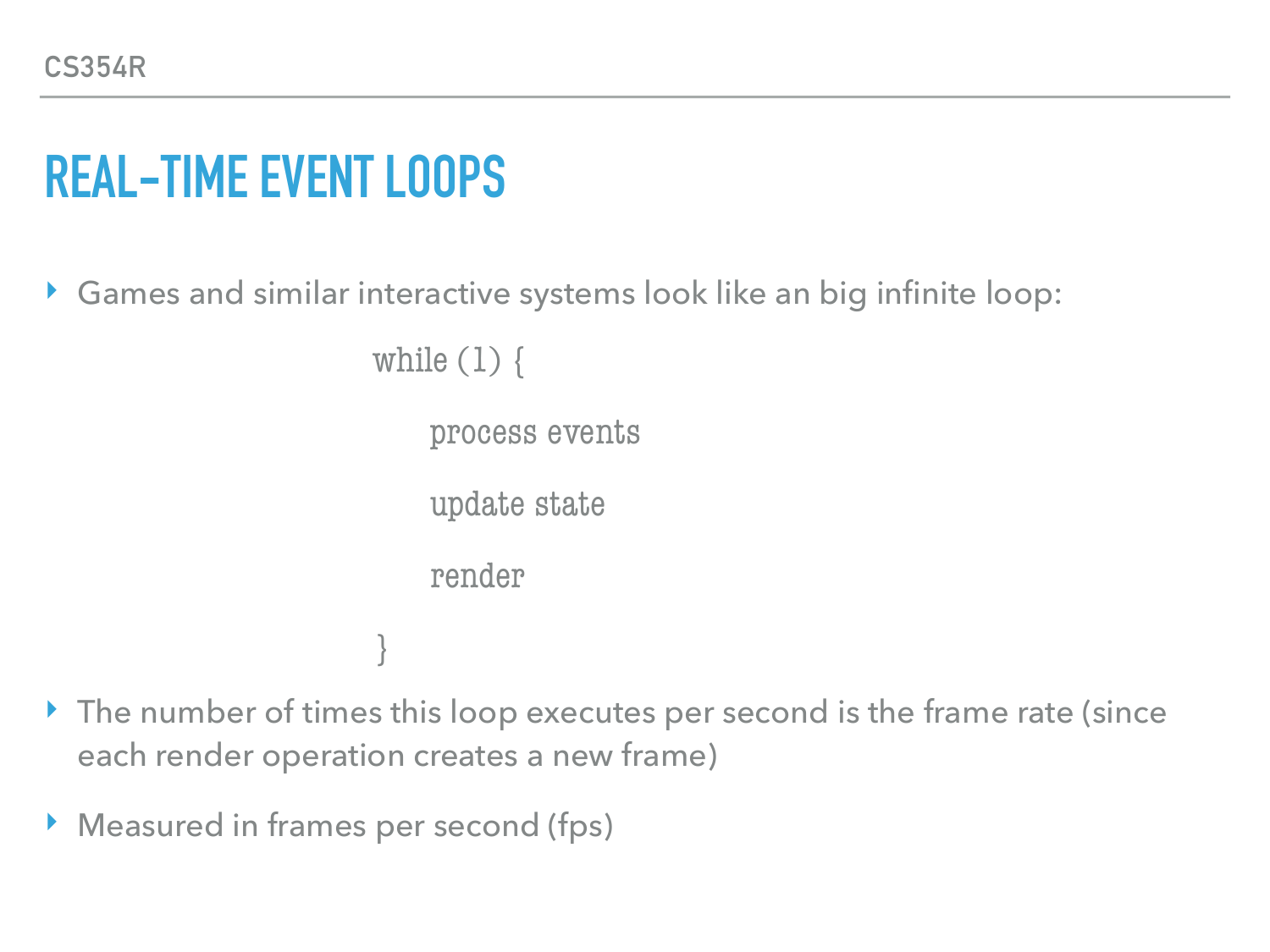# REAL-TIME EVENT LOOPS

- Games and similar interactive systems look like an big infinite loop:

```
while (1) {
    process events
    update state
    render
}
```

- The number of times this loop executes per second is the frame rate (since each render operation creates a new frame)
- Measured in frames per second (fps)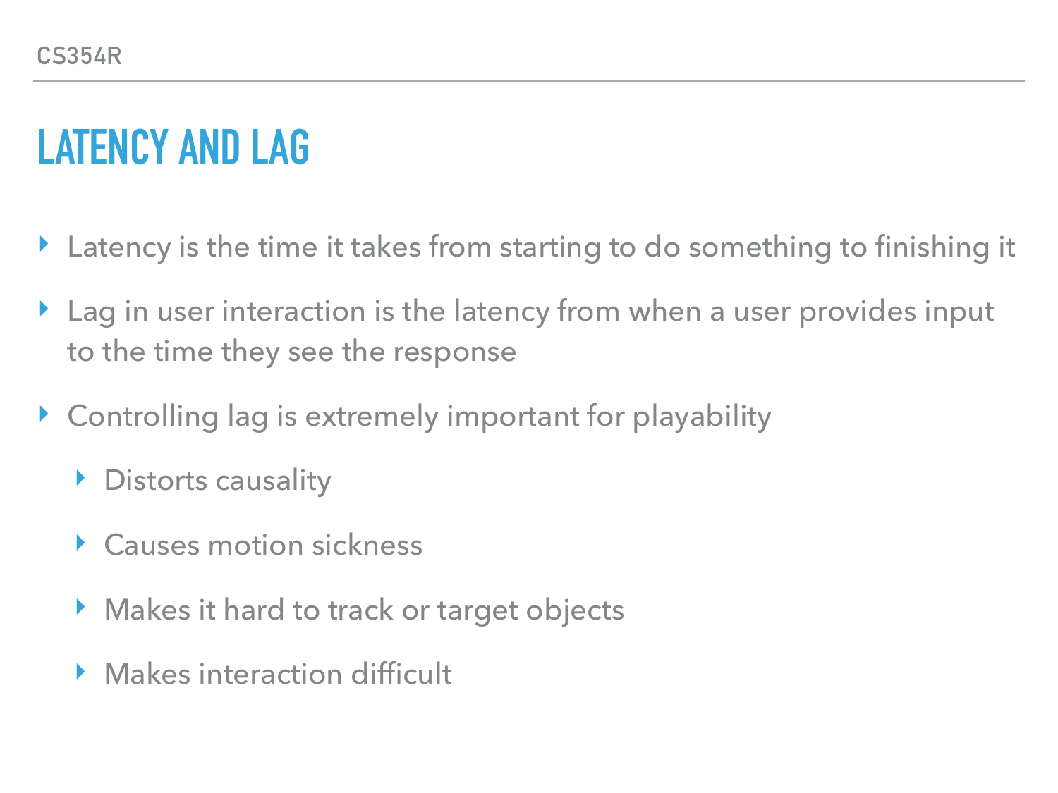# LATENCY AND LAG

- Latency is the time it takes from starting to do something to finishing it
- Lag in user interaction is the latency from when a user provides input to the time they see the response
- Controlling lag is extremely important for playability
  - Distorts causality
  - Causes motion sickness
  - Makes it hard to track or target objects
  - Makes interaction difficult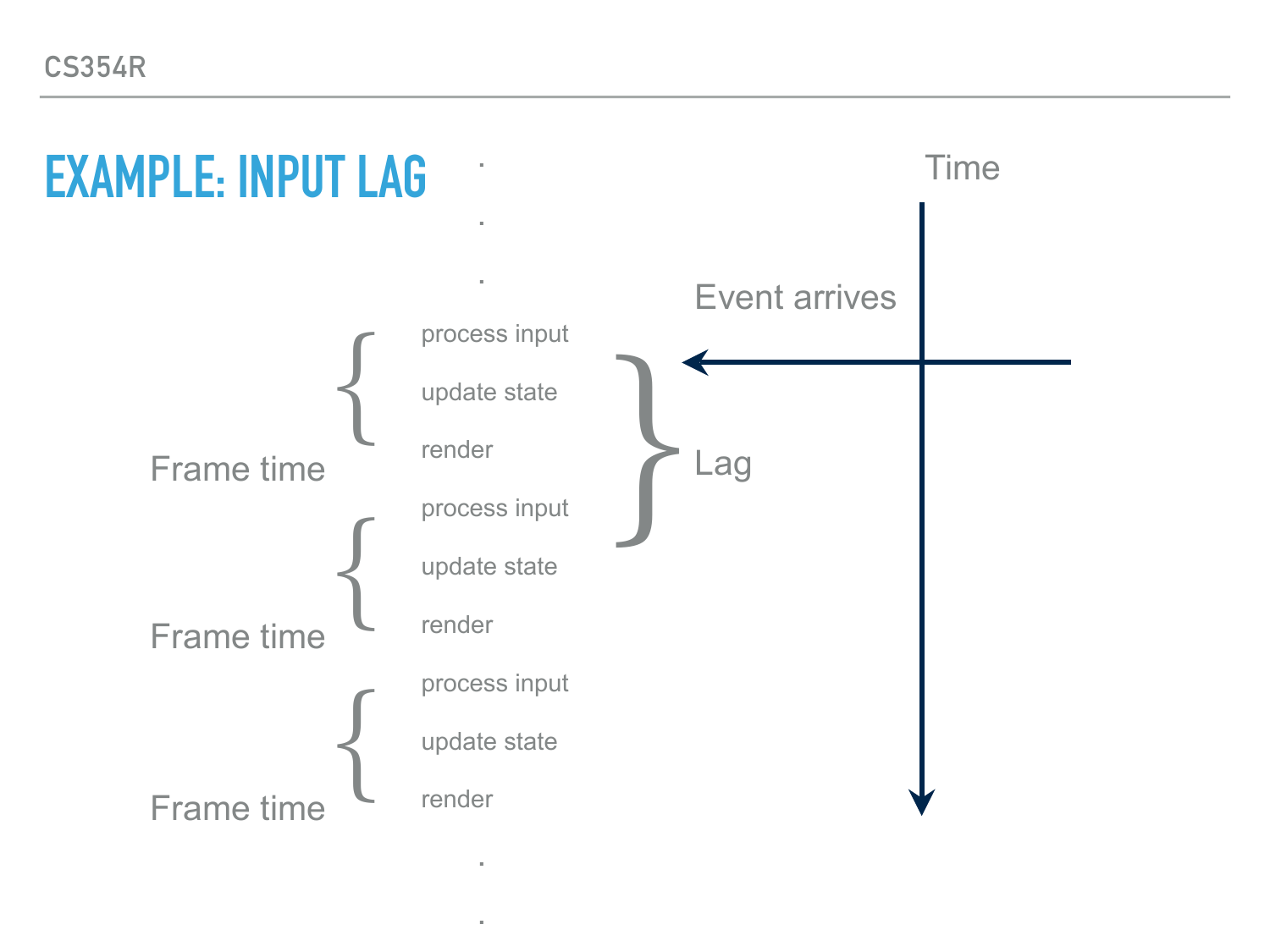# EXAMPLE: INPUT LAG

.

.

.

Frame time
- process input
- update state
- render

Frame time
- process input
- update state
- render

Frame time
- process input
- update state
- render

.

.

Time

Event arrives

Lag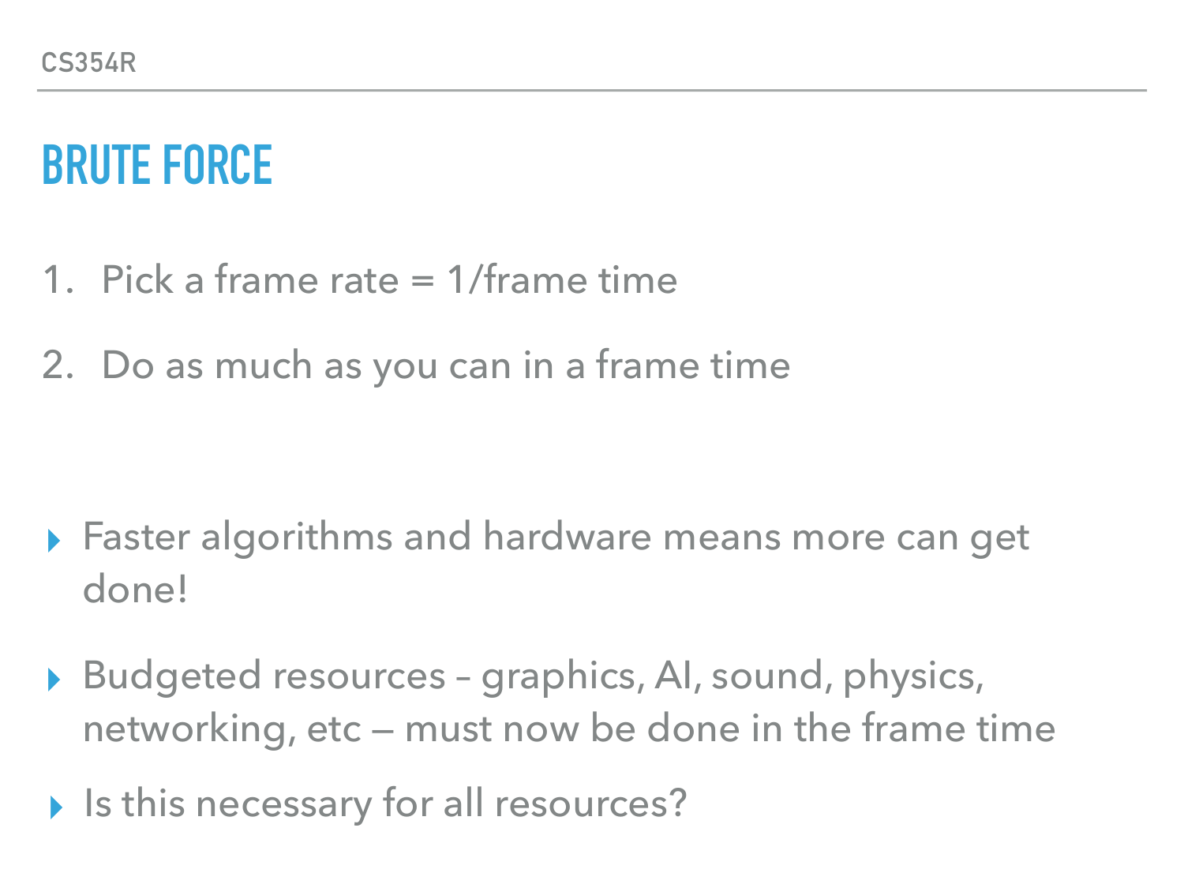# BRUTE FORCE

1. Pick a frame rate = 1/frame time
2. Do as much as you can in a frame time

- Faster algorithms and hardware means more can get done!
- Budgeted resources – graphics, AI, sound, physics, networking, etc — must now be done in the frame time
- Is this necessary for all resources?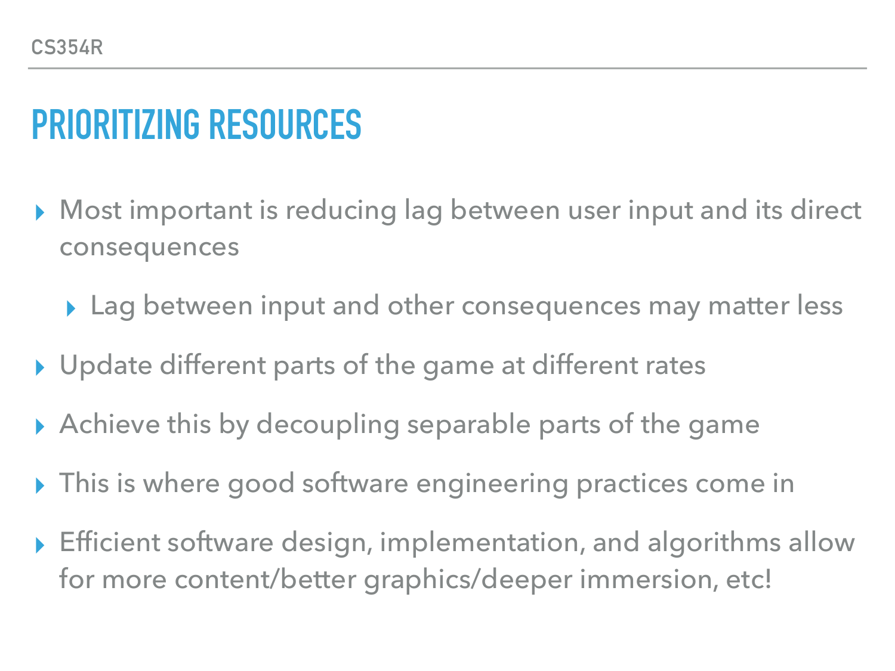# PRIORITIZING RESOURCES

- Most important is reducing lag between user input and its direct consequences
  - Lag between input and other consequences may matter less
- Update different parts of the game at different rates
- Achieve this by decoupling separable parts of the game
- This is where good software engineering practices come in
- Efficient software design, implementation, and algorithms allow for more content/better graphics/deeper immersion, etc!